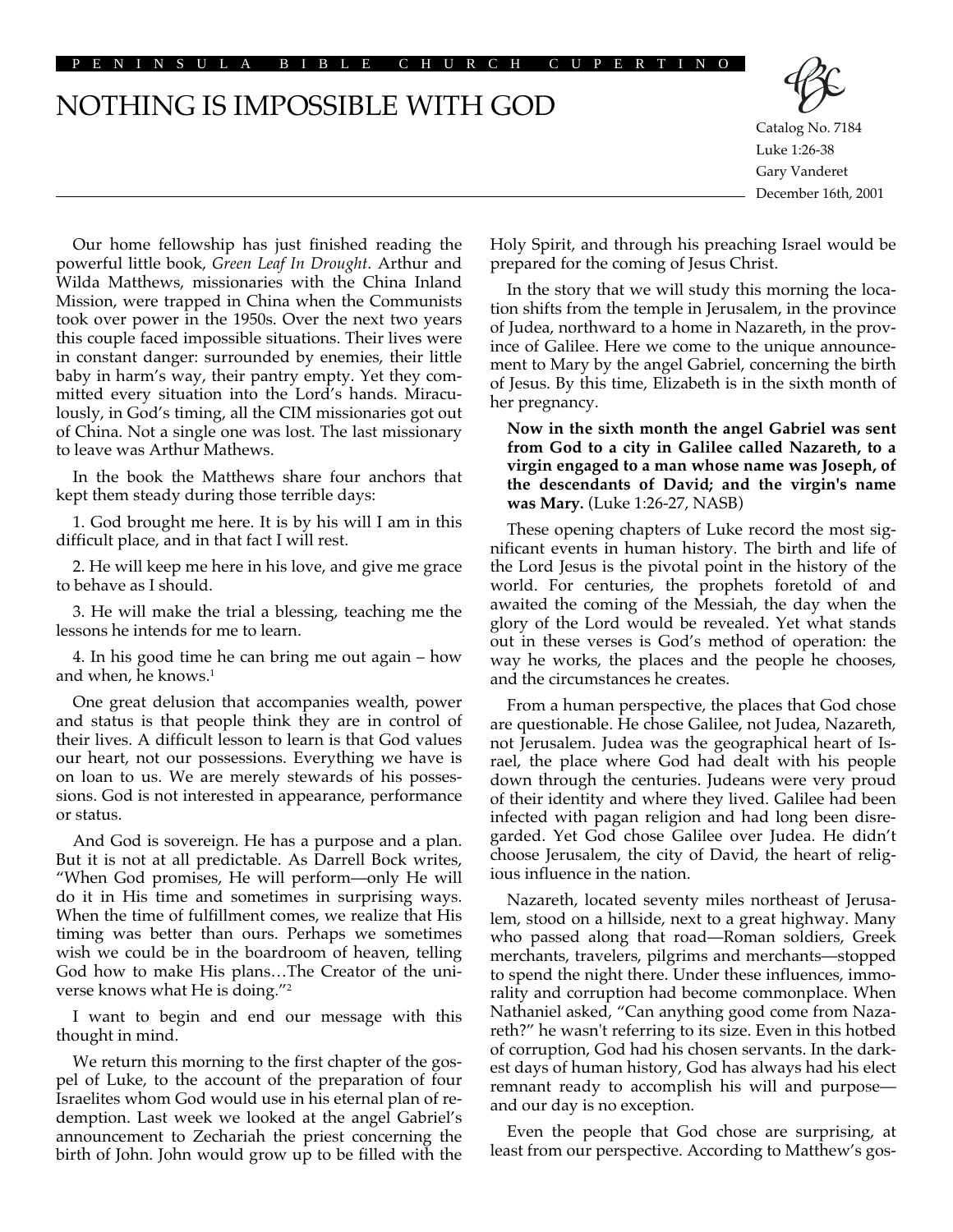PENINSULA BIBLE CHURCH CUPERTINO

# NOTHING IS IMPOSSIBLE WITH GOD

Catalog No. 7184
Luke 1:26-38
Gary Vanderet
December 16th, 2001

Our home fellowship has just finished reading the powerful little book, *Green Leaf In Drought*. Arthur and Wilda Matthews, missionaries with the China Inland Mission, were trapped in China when the Communists took over power in the 1950s. Over the next two years this couple faced impossible situations. Their lives were in constant danger: surrounded by enemies, their little baby in harm's way, their pantry empty. Yet they committed every situation into the Lord's hands. Miraculously, in God's timing, all the CIM missionaries got out of China. Not a single one was lost. The last missionary to leave was Arthur Mathews.

In the book the Matthews share four anchors that kept them steady during those terrible days:

1. God brought me here. It is by his will I am in this difficult place, and in that fact I will rest.

2. He will keep me here in his love, and give me grace to behave as I should.

3. He will make the trial a blessing, teaching me the lessons he intends for me to learn.

4. In his good time he can bring me out again – how and when, he knows.[1]

One great delusion that accompanies wealth, power and status is that people think they are in control of their lives. A difficult lesson to learn is that God values our heart, not our possessions. Everything we have is on loan to us. We are merely stewards of his possessions. God is not interested in appearance, performance or status.

And God is sovereign. He has a purpose and a plan. But it is not at all predictable. As Darrell Bock writes, "When God promises, He will perform—only He will do it in His time and sometimes in surprising ways. When the time of fulfillment comes, we realize that His timing was better than ours. Perhaps we sometimes wish we could be in the boardroom of heaven, telling God how to make His plans…The Creator of the universe knows what He is doing."[2]

I want to begin and end our message with this thought in mind.

We return this morning to the first chapter of the gospel of Luke, to the account of the preparation of four Israelites whom God would use in his eternal plan of redemption. Last week we looked at the angel Gabriel's announcement to Zechariah the priest concerning the birth of John. John would grow up to be filled with the Holy Spirit, and through his preaching Israel would be prepared for the coming of Jesus Christ.

In the story that we will study this morning the location shifts from the temple in Jerusalem, in the province of Judea, northward to a home in Nazareth, in the province of Galilee. Here we come to the unique announcement to Mary by the angel Gabriel, concerning the birth of Jesus. By this time, Elizabeth is in the sixth month of her pregnancy.

> **Now in the sixth month the angel Gabriel was sent from God to a city in Galilee called Nazareth, to a virgin engaged to a man whose name was Joseph, of the descendants of David; and the virgin's name was Mary.** (Luke 1:26-27, NASB)

These opening chapters of Luke record the most significant events in human history. The birth and life of the Lord Jesus is the pivotal point in the history of the world. For centuries, the prophets foretold of and awaited the coming of the Messiah, the day when the glory of the Lord would be revealed. Yet what stands out in these verses is God's method of operation: the way he works, the places and the people he chooses, and the circumstances he creates.

From a human perspective, the places that God chose are questionable. He chose Galilee, not Judea, Nazareth, not Jerusalem. Judea was the geographical heart of Israel, the place where God had dealt with his people down through the centuries. Judeans were very proud of their identity and where they lived. Galilee had been infected with pagan religion and had long been disregarded. Yet God chose Galilee over Judea. He didn't choose Jerusalem, the city of David, the heart of religious influence in the nation.

Nazareth, located seventy miles northeast of Jerusalem, stood on a hillside, next to a great highway. Many who passed along that road—Roman soldiers, Greek merchants, travelers, pilgrims and merchants—stopped to spend the night there. Under these influences, immorality and corruption had become commonplace. When Nathaniel asked, "Can anything good come from Nazareth?" he wasn't referring to its size. Even in this hotbed of corruption, God had his chosen servants. In the darkest days of human history, God has always had his elect remnant ready to accomplish his will and purpose—and our day is no exception.

Even the people that God chose are surprising, at least from our perspective. According to Matthew's gos-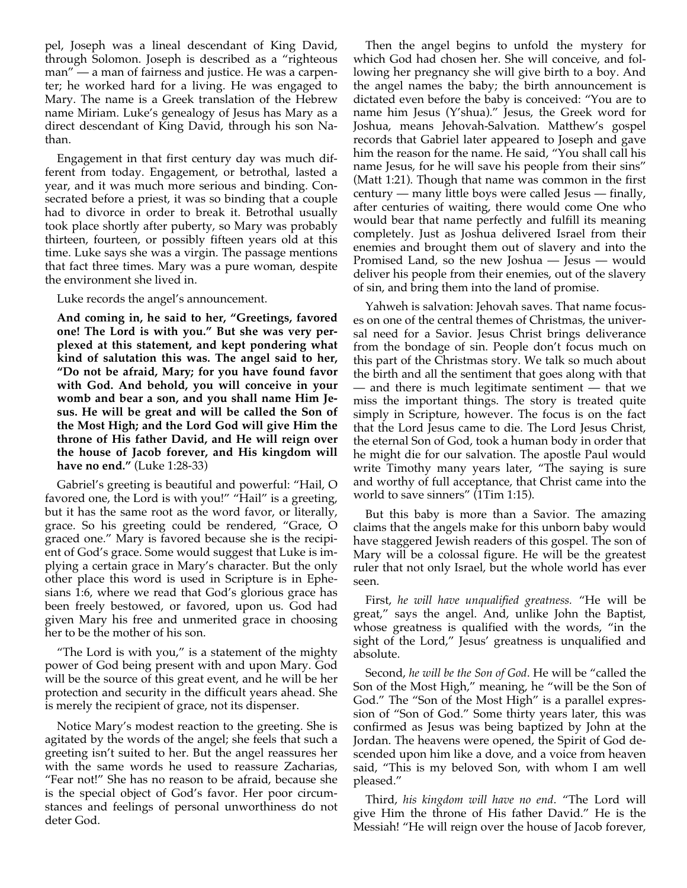pel, Joseph was a lineal descendant of King David, through Solomon. Joseph is described as a "righteous man" — a man of fairness and justice. He was a carpenter; he worked hard for a living. He was engaged to Mary. The name is a Greek translation of the Hebrew name Miriam. Luke's genealogy of Jesus has Mary as a direct descendant of King David, through his son Nathan.

Engagement in that first century day was much different from today. Engagement, or betrothal, lasted a year, and it was much more serious and binding. Consecrated before a priest, it was so binding that a couple had to divorce in order to break it. Betrothal usually took place shortly after puberty, so Mary was probably thirteen, fourteen, or possibly fifteen years old at this time. Luke says she was a virgin. The passage mentions that fact three times. Mary was a pure woman, despite the environment she lived in.

Luke records the angel's announcement.

**And coming in, he said to her, "Greetings, favored one! The Lord is with you." But she was very perplexed at this statement, and kept pondering what kind of salutation this was. The angel said to her, "Do not be afraid, Mary; for you have found favor with God. And behold, you will conceive in your womb and bear a son, and you shall name Him Jesus. He will be great and will be called the Son of the Most High; and the Lord God will give Him the throne of His father David, and He will reign over the house of Jacob forever, and His kingdom will have no end."** (Luke 1:28-33)

Gabriel's greeting is beautiful and powerful: "Hail, O favored one, the Lord is with you!" "Hail" is a greeting, but it has the same root as the word favor, or literally, grace. So his greeting could be rendered, "Grace, O graced one." Mary is favored because she is the recipient of God's grace. Some would suggest that Luke is implying a certain grace in Mary's character. But the only other place this word is used in Scripture is in Ephesians 1:6, where we read that God's glorious grace has been freely bestowed, or favored, upon us. God had given Mary his free and unmerited grace in choosing her to be the mother of his son.

"The Lord is with you," is a statement of the mighty power of God being present with and upon Mary. God will be the source of this great event, and he will be her protection and security in the difficult years ahead. She is merely the recipient of grace, not its dispenser.

Notice Mary's modest reaction to the greeting. She is agitated by the words of the angel; she feels that such a greeting isn't suited to her. But the angel reassures her with the same words he used to reassure Zacharias, "Fear not!" She has no reason to be afraid, because she is the special object of God's favor. Her poor circumstances and feelings of personal unworthiness do not deter God.

Then the angel begins to unfold the mystery for which God had chosen her. She will conceive, and following her pregnancy she will give birth to a boy. And the angel names the baby; the birth announcement is dictated even before the baby is conceived: "You are to name him Jesus (Y'shua)." Jesus, the Greek word for Joshua, means Jehovah-Salvation. Matthew's gospel records that Gabriel later appeared to Joseph and gave him the reason for the name. He said, "You shall call his name Jesus, for he will save his people from their sins" (Matt 1:21). Though that name was common in the first century — many little boys were called Jesus — finally, after centuries of waiting, there would come One who would bear that name perfectly and fulfill its meaning completely. Just as Joshua delivered Israel from their enemies and brought them out of slavery and into the Promised Land, so the new Joshua — Jesus — would deliver his people from their enemies, out of the slavery of sin, and bring them into the land of promise.

Yahweh is salvation: Jehovah saves. That name focuses on one of the central themes of Christmas, the universal need for a Savior. Jesus Christ brings deliverance from the bondage of sin. People don't focus much on this part of the Christmas story. We talk so much about the birth and all the sentiment that goes along with that — and there is much legitimate sentiment — that we miss the important things. The story is treated quite simply in Scripture, however. The focus is on the fact that the Lord Jesus came to die. The Lord Jesus Christ, the eternal Son of God, took a human body in order that he might die for our salvation. The apostle Paul would write Timothy many years later, "The saying is sure and worthy of full acceptance, that Christ came into the world to save sinners" (1Tim 1:15).

But this baby is more than a Savior. The amazing claims that the angels make for this unborn baby would have staggered Jewish readers of this gospel. The son of Mary will be a colossal figure. He will be the greatest ruler that not only Israel, but the whole world has ever seen.

First, *he will have unqualified greatness.* "He will be great," says the angel. And, unlike John the Baptist, whose greatness is qualified with the words, "in the sight of the Lord," Jesus' greatness is unqualified and absolute.

Second, *he will be the Son of God*. He will be "called the Son of the Most High," meaning, he "will be the Son of God." The "Son of the Most High" is a parallel expression of "Son of God." Some thirty years later, this was confirmed as Jesus was being baptized by John at the Jordan. The heavens were opened, the Spirit of God descended upon him like a dove, and a voice from heaven said, "This is my beloved Son, with whom I am well pleased."

Third, *his kingdom will have no end.* "The Lord will give Him the throne of His father David." He is the Messiah! "He will reign over the house of Jacob forever,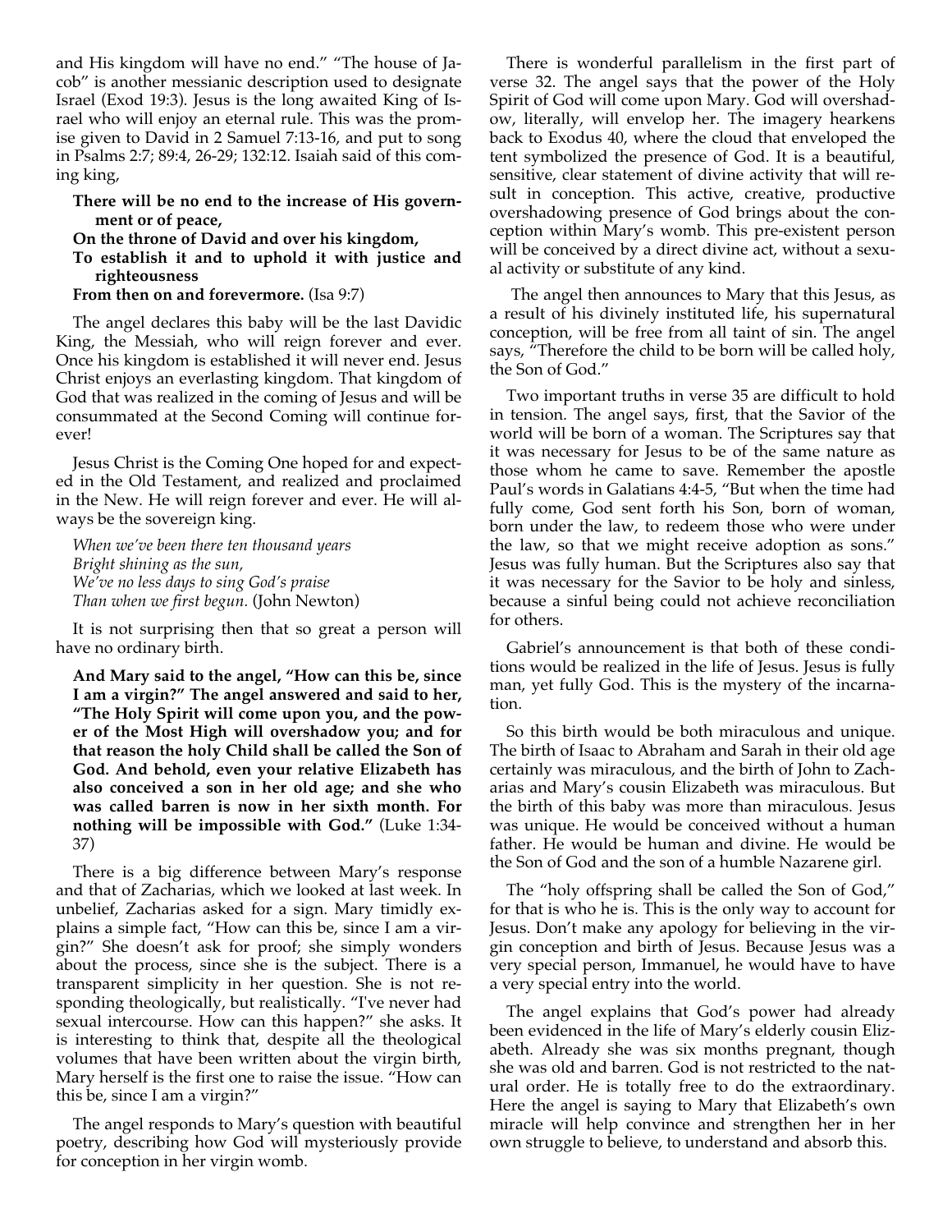and His kingdom will have no end." "The house of Jacob" is another messianic description used to designate Israel (Exod 19:3). Jesus is the long awaited King of Israel who will enjoy an eternal rule. This was the promise given to David in 2 Samuel 7:13-16, and put to song in Psalms 2:7; 89:4, 26-29; 132:12. Isaiah said of this coming king,

> **There will be no end to the increase of His government or of peace,**
> **On the throne of David and over his kingdom,**
> **To establish it and to uphold it with justice and righteousness**
> **From then on and forevermore.** (Isa 9:7)

The angel declares this baby will be the last Davidic King, the Messiah, who will reign forever and ever. Once his kingdom is established it will never end. Jesus Christ enjoys an everlasting kingdom. That kingdom of God that was realized in the coming of Jesus and will be consummated at the Second Coming will continue forever!

Jesus Christ is the Coming One hoped for and expected in the Old Testament, and realized and proclaimed in the New. He will reign forever and ever. He will always be the sovereign king.

> *When we've been there ten thousand years*
> *Bright shining as the sun,*
> *We've no less days to sing God's praise*
> *Than when we first begun.* (John Newton)

It is not surprising then that so great a person will have no ordinary birth.

> **And Mary said to the angel, "How can this be, since I am a virgin?" The angel answered and said to her, "The Holy Spirit will come upon you, and the power of the Most High will overshadow you; and for that reason the holy Child shall be called the Son of God. And behold, even your relative Elizabeth has also conceived a son in her old age; and she who was called barren is now in her sixth month. For nothing will be impossible with God."** (Luke 1:34-37)

There is a big difference between Mary's response and that of Zacharias, which we looked at last week. In unbelief, Zacharias asked for a sign. Mary timidly explains a simple fact, "How can this be, since I am a virgin?" She doesn't ask for proof; she simply wonders about the process, since she is the subject. There is a transparent simplicity in her question. She is not responding theologically, but realistically. "I've never had sexual intercourse. How can this happen?" she asks. It is interesting to think that, despite all the theological volumes that have been written about the virgin birth, Mary herself is the first one to raise the issue. "How can this be, since I am a virgin?"

The angel responds to Mary's question with beautiful poetry, describing how God will mysteriously provide for conception in her virgin womb.

There is wonderful parallelism in the first part of verse 32. The angel says that the power of the Holy Spirit of God will come upon Mary. God will overshadow, literally, will envelop her. The imagery hearkens back to Exodus 40, where the cloud that enveloped the tent symbolized the presence of God. It is a beautiful, sensitive, clear statement of divine activity that will result in conception. This active, creative, productive overshadowing presence of God brings about the conception within Mary's womb. This pre-existent person will be conceived by a direct divine act, without a sexual activity or substitute of any kind.

The angel then announces to Mary that this Jesus, as a result of his divinely instituted life, his supernatural conception, will be free from all taint of sin. The angel says, "Therefore the child to be born will be called holy, the Son of God."

Two important truths in verse 35 are difficult to hold in tension. The angel says, first, that the Savior of the world will be born of a woman. The Scriptures say that it was necessary for Jesus to be of the same nature as those whom he came to save. Remember the apostle Paul's words in Galatians 4:4-5, "But when the time had fully come, God sent forth his Son, born of woman, born under the law, to redeem those who were under the law, so that we might receive adoption as sons." Jesus was fully human. But the Scriptures also say that it was necessary for the Savior to be holy and sinless, because a sinful being could not achieve reconciliation for others.

Gabriel's announcement is that both of these conditions would be realized in the life of Jesus. Jesus is fully man, yet fully God. This is the mystery of the incarnation.

So this birth would be both miraculous and unique. The birth of Isaac to Abraham and Sarah in their old age certainly was miraculous, and the birth of John to Zacharias and Mary's cousin Elizabeth was miraculous. But the birth of this baby was more than miraculous. Jesus was unique. He would be conceived without a human father. He would be human and divine. He would be the Son of God and the son of a humble Nazarene girl.

The "holy offspring shall be called the Son of God," for that is who he is. This is the only way to account for Jesus. Don't make any apology for believing in the virgin conception and birth of Jesus. Because Jesus was a very special person, Immanuel, he would have to have a very special entry into the world.

The angel explains that God's power had already been evidenced in the life of Mary's elderly cousin Elizabeth. Already she was six months pregnant, though she was old and barren. God is not restricted to the natural order. He is totally free to do the extraordinary. Here the angel is saying to Mary that Elizabeth's own miracle will help convince and strengthen her in her own struggle to believe, to understand and absorb this.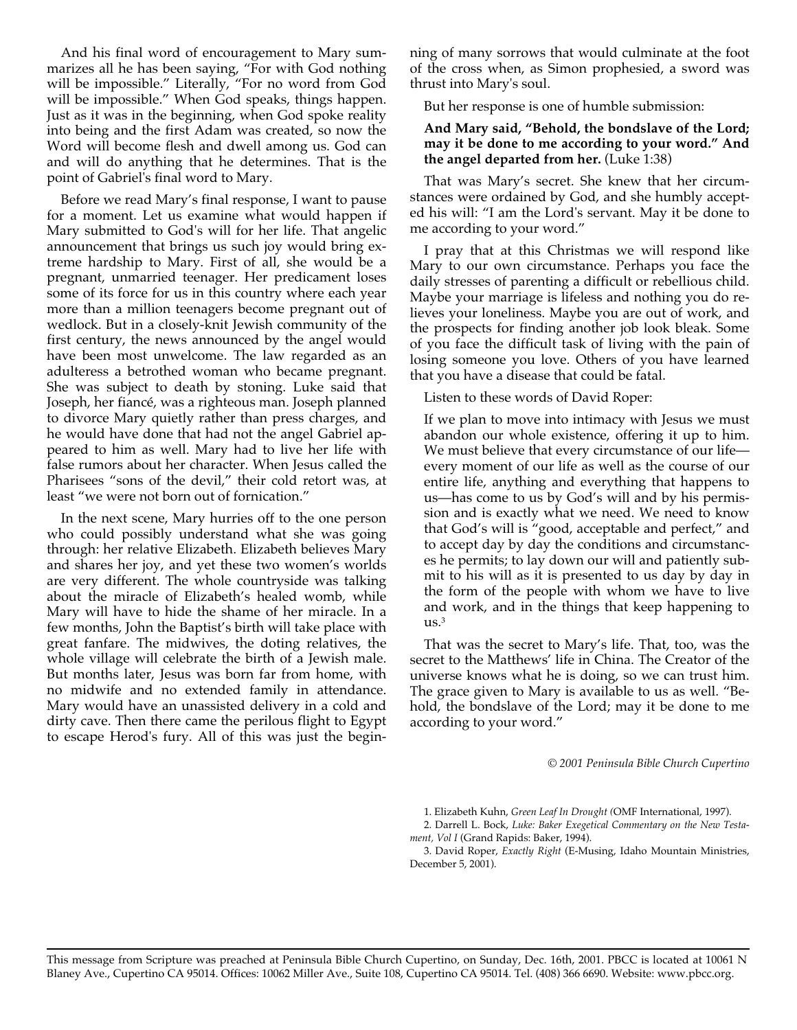And his final word of encouragement to Mary summarizes all he has been saying, "For with God nothing will be impossible." Literally, "For no word from God will be impossible." When God speaks, things happen. Just as it was in the beginning, when God spoke reality into being and the first Adam was created, so now the Word will become flesh and dwell among us. God can and will do anything that he determines. That is the point of Gabriel's final word to Mary.

Before we read Mary's final response, I want to pause for a moment. Let us examine what would happen if Mary submitted to God's will for her life. That angelic announcement that brings us such joy would bring extreme hardship to Mary. First of all, she would be a pregnant, unmarried teenager. Her predicament loses some of its force for us in this country where each year more than a million teenagers become pregnant out of wedlock. But in a closely-knit Jewish community of the first century, the news announced by the angel would have been most unwelcome. The law regarded as an adulteress a betrothed woman who became pregnant. She was subject to death by stoning. Luke said that Joseph, her fiancé, was a righteous man. Joseph planned to divorce Mary quietly rather than press charges, and he would have done that had not the angel Gabriel appeared to him as well. Mary had to live her life with false rumors about her character. When Jesus called the Pharisees "sons of the devil," their cold retort was, at least "we were not born out of fornication."

In the next scene, Mary hurries off to the one person who could possibly understand what she was going through: her relative Elizabeth. Elizabeth believes Mary and shares her joy, and yet these two women's worlds are very different. The whole countryside was talking about the miracle of Elizabeth's healed womb, while Mary will have to hide the shame of her miracle. In a few months, John the Baptist's birth will take place with great fanfare. The midwives, the doting relatives, the whole village will celebrate the birth of a Jewish male. But months later, Jesus was born far from home, with no midwife and no extended family in attendance. Mary would have an unassisted delivery in a cold and dirty cave. Then there came the perilous flight to Egypt to escape Herod's fury. All of this was just the beginning of many sorrows that would culminate at the foot of the cross when, as Simon prophesied, a sword was thrust into Mary's soul.

But her response is one of humble submission:

**And Mary said, "Behold, the bondslave of the Lord; may it be done to me according to your word." And the angel departed from her.** (Luke 1:38)

That was Mary's secret. She knew that her circumstances were ordained by God, and she humbly accepted his will: "I am the Lord's servant. May it be done to me according to your word."

I pray that at this Christmas we will respond like Mary to our own circumstance. Perhaps you face the daily stresses of parenting a difficult or rebellious child. Maybe your marriage is lifeless and nothing you do relieves your loneliness. Maybe you are out of work, and the prospects for finding another job look bleak. Some of you face the difficult task of living with the pain of losing someone you love. Others of you have learned that you have a disease that could be fatal.

Listen to these words of David Roper:

> If we plan to move into intimacy with Jesus we must abandon our whole existence, offering it up to him. We must believe that every circumstance of our life—every moment of our life as well as the course of our entire life, anything and everything that happens to us—has come to us by God's will and by his permission and is exactly what we need. We need to know that God's will is "good, acceptable and perfect," and to accept day by day the conditions and circumstances he permits; to lay down our will and patiently submit to his will as it is presented to us day by day in the form of the people with whom we have to live and work, and in the things that keep happening to us.[3]

That was the secret to Mary's life. That, too, was the secret to the Matthews' life in China. The Creator of the universe knows what he is doing, so we can trust him. The grace given to Mary is available to us as well. "Behold, the bondslave of the Lord; may it be done to me according to your word."

*© 2001 Peninsula Bible Church Cupertino*

1. Elizabeth Kuhn, *Green Leaf In Drought (*OMF International, 1997).
2. Darrell L. Bock, *Luke: Baker Exegetical Commentary on the New Testament, Vol I* (Grand Rapids: Baker, 1994).
3. David Roper, *Exactly Right* (E-Musing, Idaho Mountain Ministries, December 5, 2001).

This message from Scripture was preached at Peninsula Bible Church Cupertino, on Sunday, Dec. 16th, 2001. PBCC is located at 10061 N Blaney Ave., Cupertino CA 95014. Offices: 10062 Miller Ave., Suite 108, Cupertino CA 95014. Tel. (408) 366 6690. Website: www.pbcc.org.